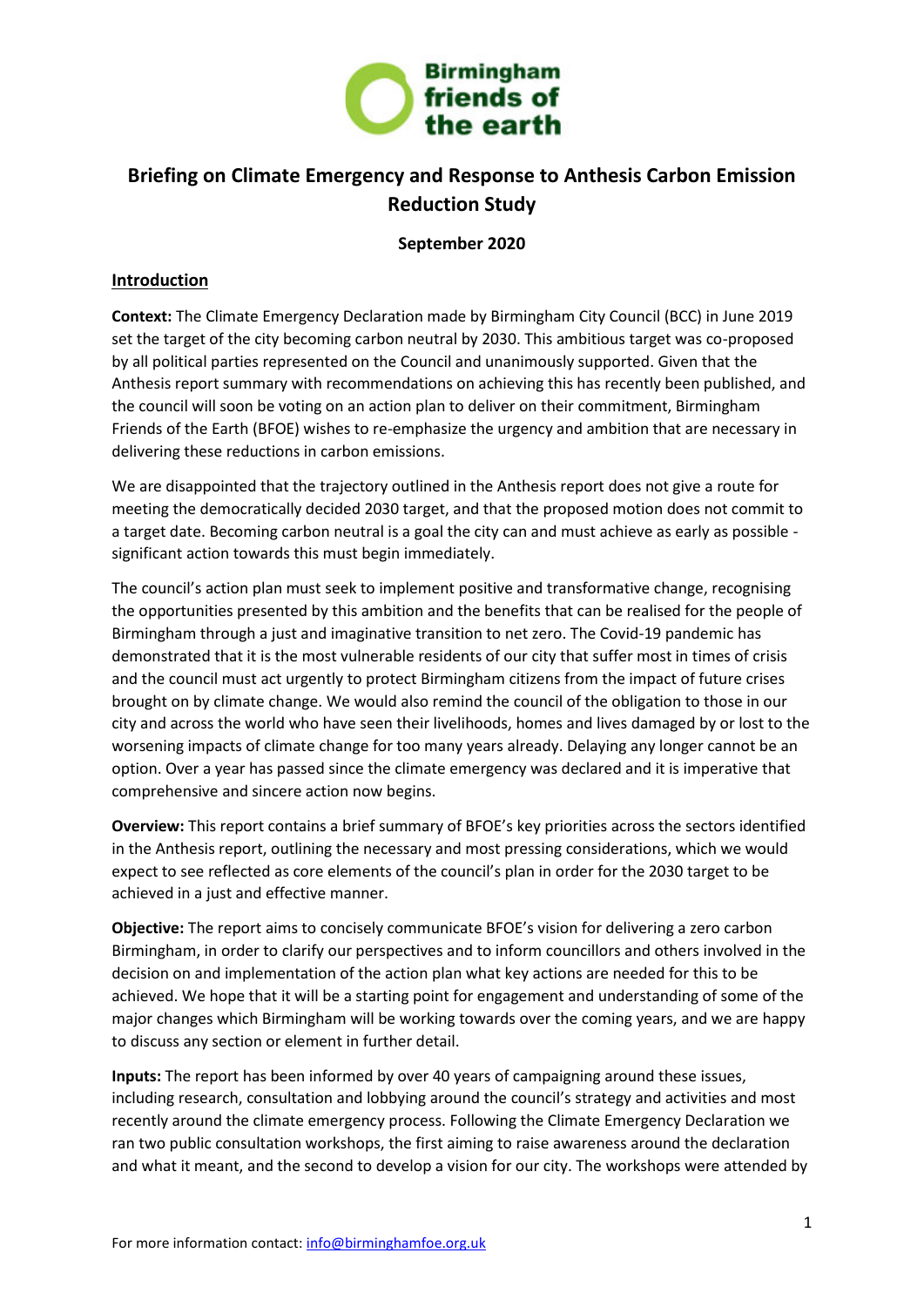# Briefing on Climate Emergency and Response to Anthesis Carbon Emission Reduction Study

**September 2020**

## Introduction

**Context:** The Climate Emergency Declaration made by Birmingham City Council (BCC) in June 2019 set the target of the city becoming carbon neutral by 2030. This ambitious target was co-proposed by all political parties represented on the Council and unanimously supported. Given that the Anthesis report summary with recommendations on achieving this has recently been published, and the council will soon be voting on an action plan to deliver on their commitment, Birmingham Friends of the Earth (BFOE) wishes to re-emphasize the urgency and ambition that are necessary in delivering these reductions in carbon emissions.

We are disappointed that the trajectory outlined in the Anthesis report does not give a route for meeting the democratically decided 2030 target, and that the proposed motion does not commit to a target date. Becoming carbon neutral is a goal the city can and must achieve as early as possible - significant action towards this must begin immediately.

The council's action plan must seek to implement positive and transformative change, recognising the opportunities presented by this ambition and the benefits that can be realised for the people of Birmingham through a just and imaginative transition to net zero. The Covid-19 pandemic has demonstrated that it is the most vulnerable residents of our city that suffer most in times of crisis and the council must act urgently to protect Birmingham citizens from the impact of future crises brought on by climate change. We would also remind the council of the obligation to those in our city and across the world who have seen their livelihoods, homes and lives damaged by or lost to the worsening impacts of climate change for too many years already. Delaying any longer cannot be an option. Over a year has passed since the climate emergency was declared and it is imperative that comprehensive and sincere action now begins.

**Overview:** This report contains a brief summary of BFOE's key priorities across the sectors identified in the Anthesis report, outlining the necessary and most pressing considerations, which we would expect to see reflected as core elements of the council's plan in order for the 2030 target to be achieved in a just and effective manner.

**Objective:** The report aims to concisely communicate BFOE's vision for delivering a zero carbon Birmingham, in order to clarify our perspectives and to inform councillors and others involved in the decision on and implementation of the action plan what key actions are needed for this to be achieved. We hope that it will be a starting point for engagement and understanding of some of the major changes which Birmingham will be working towards over the coming years, and we are happy to discuss any section or element in further detail.

**Inputs:** The report has been informed by over 40 years of campaigning around these issues, including research, consultation and lobbying around the council's strategy and activities and most recently around the climate emergency process. Following the Climate Emergency Declaration we ran two public consultation workshops, the first aiming to raise awareness around the declaration and what it meant, and the second to develop a vision for our city. The workshops were attended by

For more information contact: info@birminghamfoe.org.uk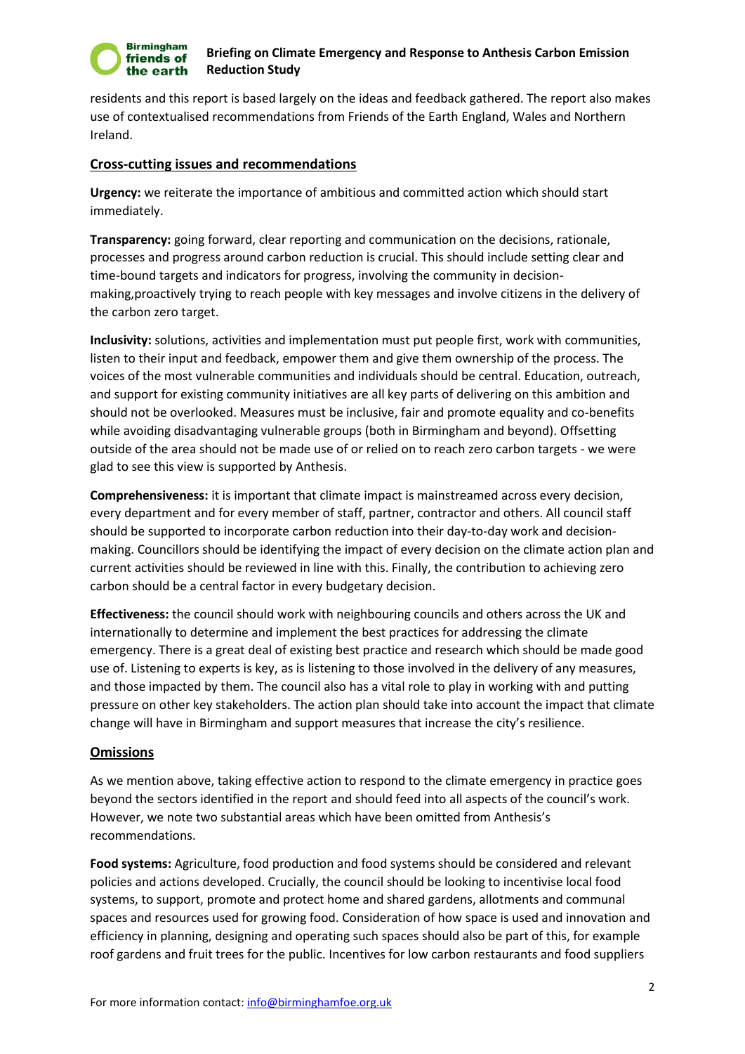residents and this report is based largely on the ideas and feedback gathered. The report also makes use of contextualised recommendations from Friends of the Earth England, Wales and Northern Ireland.

## Cross-cutting issues and recommendations

**Urgency:** we reiterate the importance of ambitious and committed action which should start immediately.

**Transparency:** going forward, clear reporting and communication on the decisions, rationale, processes and progress around carbon reduction is crucial. This should include setting clear and time-bound targets and indicators for progress, involving the community in decision-making,proactively trying to reach people with key messages and involve citizens in the delivery of the carbon zero target.

**Inclusivity:** solutions, activities and implementation must put people first, work with communities, listen to their input and feedback, empower them and give them ownership of the process. The voices of the most vulnerable communities and individuals should be central. Education, outreach, and support for existing community initiatives are all key parts of delivering on this ambition and should not be overlooked. Measures must be inclusive, fair and promote equality and co-benefits while avoiding disadvantaging vulnerable groups (both in Birmingham and beyond). Offsetting outside of the area should not be made use of or relied on to reach zero carbon targets - we were glad to see this view is supported by Anthesis.

**Comprehensiveness:** it is important that climate impact is mainstreamed across every decision, every department and for every member of staff, partner, contractor and others. All council staff should be supported to incorporate carbon reduction into their day-to-day work and decision-making. Councillors should be identifying the impact of every decision on the climate action plan and current activities should be reviewed in line with this. Finally, the contribution to achieving zero carbon should be a central factor in every budgetary decision.

**Effectiveness:** the council should work with neighbouring councils and others across the UK and internationally to determine and implement the best practices for addressing the climate emergency. There is a great deal of existing best practice and research which should be made good use of. Listening to experts is key, as is listening to those involved in the delivery of any measures, and those impacted by them. The council also has a vital role to play in working with and putting pressure on other key stakeholders. The action plan should take into account the impact that climate change will have in Birmingham and support measures that increase the city's resilience.

## Omissions

As we mention above, taking effective action to respond to the climate emergency in practice goes beyond the sectors identified in the report and should feed into all aspects of the council's work. However, we note two substantial areas which have been omitted from Anthesis's recommendations.

**Food systems:** Agriculture, food production and food systems should be considered and relevant policies and actions developed. Crucially, the council should be looking to incentivise local food systems, to support, promote and protect home and shared gardens, allotments and communal spaces and resources used for growing food. Consideration of how space is used and innovation and efficiency in planning, designing and operating such spaces should also be part of this, for example roof gardens and fruit trees for the public. Incentives for low carbon restaurants and food suppliers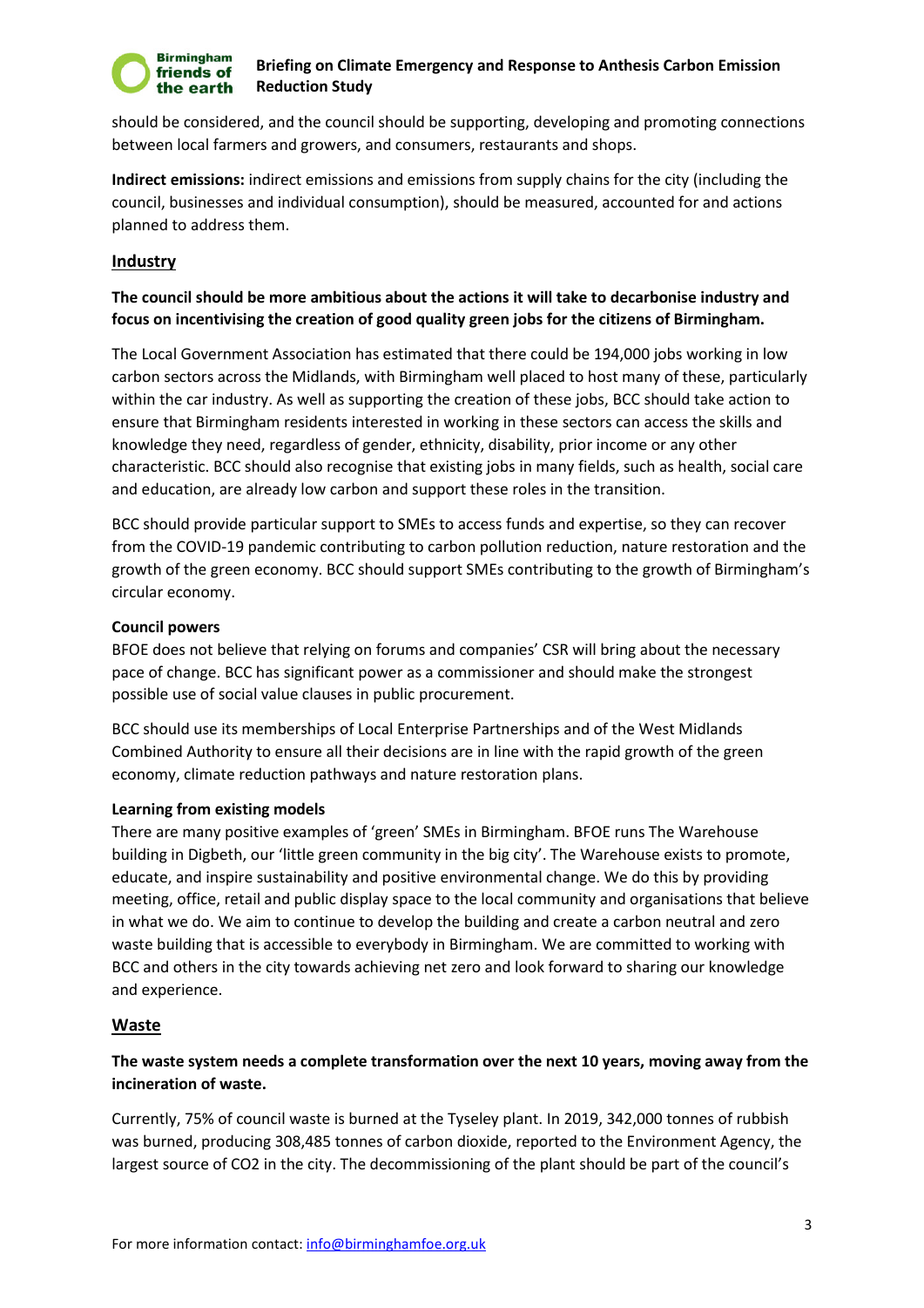should be considered, and the council should be supporting, developing and promoting connections between local farmers and growers, and consumers, restaurants and shops.

**Indirect emissions:** indirect emissions and emissions from supply chains for the city (including the council, businesses and individual consumption), should be measured, accounted for and actions planned to address them.

## Industry

**The council should be more ambitious about the actions it will take to decarbonise industry and focus on incentivising the creation of good quality green jobs for the citizens of Birmingham.**

The Local Government Association has estimated that there could be 194,000 jobs working in low carbon sectors across the Midlands, with Birmingham well placed to host many of these, particularly within the car industry. As well as supporting the creation of these jobs, BCC should take action to ensure that Birmingham residents interested in working in these sectors can access the skills and knowledge they need, regardless of gender, ethnicity, disability, prior income or any other characteristic. BCC should also recognise that existing jobs in many fields, such as health, social care and education, are already low carbon and support these roles in the transition.

BCC should provide particular support to SMEs to access funds and expertise, so they can recover from the COVID-19 pandemic contributing to carbon pollution reduction, nature restoration and the growth of the green economy. BCC should support SMEs contributing to the growth of Birmingham's circular economy.

### Council powers

BFOE does not believe that relying on forums and companies' CSR will bring about the necessary pace of change. BCC has significant power as a commissioner and should make the strongest possible use of social value clauses in public procurement.

BCC should use its memberships of Local Enterprise Partnerships and of the West Midlands Combined Authority to ensure all their decisions are in line with the rapid growth of the green economy, climate reduction pathways and nature restoration plans.

### Learning from existing models

There are many positive examples of 'green' SMEs in Birmingham. BFOE runs The Warehouse building in Digbeth, our 'little green community in the big city'. The Warehouse exists to promote, educate, and inspire sustainability and positive environmental change. We do this by providing meeting, office, retail and public display space to the local community and organisations that believe in what we do. We aim to continue to develop the building and create a carbon neutral and zero waste building that is accessible to everybody in Birmingham. We are committed to working with BCC and others in the city towards achieving net zero and look forward to sharing our knowledge and experience.

## Waste

**The waste system needs a complete transformation over the next 10 years, moving away from the incineration of waste.**

Currently, 75% of council waste is burned at the Tyseley plant. In 2019, 342,000 tonnes of rubbish was burned, producing 308,485 tonnes of carbon dioxide, reported to the Environment Agency, the largest source of $CO_2$ in the city. The decommissioning of the plant should be part of the council's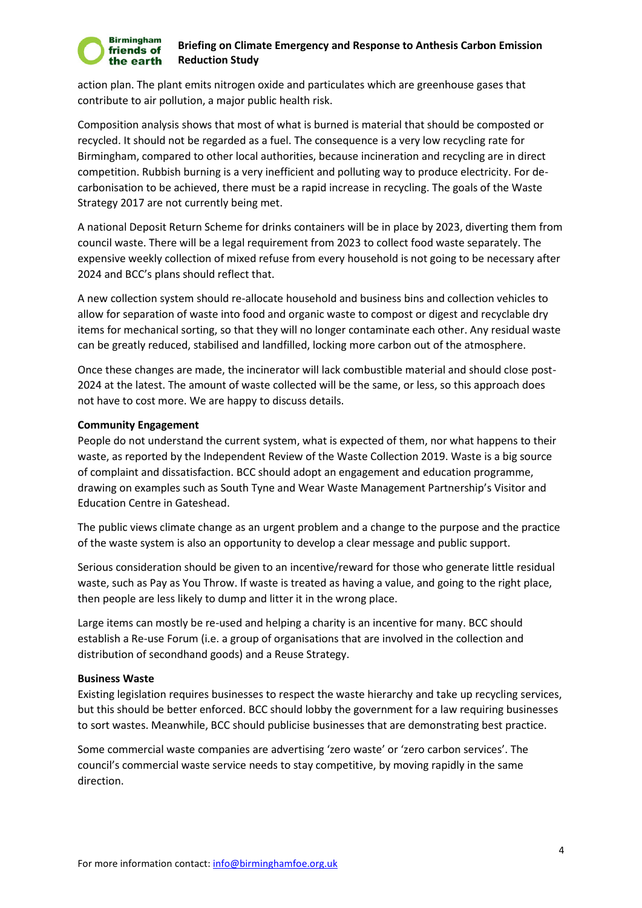action plan. The plant emits nitrogen oxide and particulates which are greenhouse gases that contribute to air pollution, a major public health risk.

Composition analysis shows that most of what is burned is material that should be composted or recycled. It should not be regarded as a fuel. The consequence is a very low recycling rate for Birmingham, compared to other local authorities, because incineration and recycling are in direct competition. Rubbish burning is a very inefficient and polluting way to produce electricity. For de-carbonisation to be achieved, there must be a rapid increase in recycling. The goals of the Waste Strategy 2017 are not currently being met.

A national Deposit Return Scheme for drinks containers will be in place by 2023, diverting them from council waste. There will be a legal requirement from 2023 to collect food waste separately. The expensive weekly collection of mixed refuse from every household is not going to be necessary after 2024 and BCC's plans should reflect that.

A new collection system should re-allocate household and business bins and collection vehicles to allow for separation of waste into food and organic waste to compost or digest and recyclable dry items for mechanical sorting, so that they will no longer contaminate each other. Any residual waste can be greatly reduced, stabilised and landfilled, locking more carbon out of the atmosphere.

Once these changes are made, the incinerator will lack combustible material and should close post-2024 at the latest. The amount of waste collected will be the same, or less, so this approach does not have to cost more. We are happy to discuss details.

**Community Engagement**

People do not understand the current system, what is expected of them, nor what happens to their waste, as reported by the Independent Review of the Waste Collection 2019. Waste is a big source of complaint and dissatisfaction. BCC should adopt an engagement and education programme, drawing on examples such as South Tyne and Wear Waste Management Partnership's Visitor and Education Centre in Gateshead.

The public views climate change as an urgent problem and a change to the purpose and the practice of the waste system is also an opportunity to develop a clear message and public support.

Serious consideration should be given to an incentive/reward for those who generate little residual waste, such as Pay as You Throw. If waste is treated as having a value, and going to the right place, then people are less likely to dump and litter it in the wrong place.

Large items can mostly be re-used and helping a charity is an incentive for many. BCC should establish a Re-use Forum (i.e. a group of organisations that are involved in the collection and distribution of secondhand goods) and a Reuse Strategy.

**Business Waste**

Existing legislation requires businesses to respect the waste hierarchy and take up recycling services, but this should be better enforced. BCC should lobby the government for a law requiring businesses to sort wastes. Meanwhile, BCC should publicise businesses that are demonstrating best practice.

Some commercial waste companies are advertising 'zero waste' or 'zero carbon services'. The council's commercial waste service needs to stay competitive, by moving rapidly in the same direction.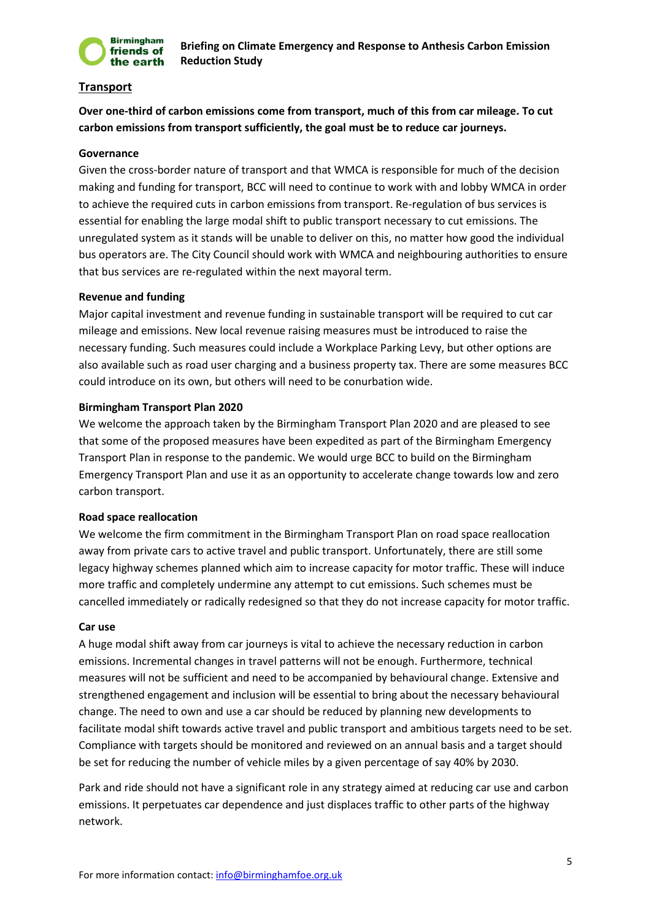## Transport

**Over one-third of carbon emissions come from transport, much of this from car mileage. To cut carbon emissions from transport sufficiently, the goal must be to reduce car journeys.**

### Governance

Given the cross-border nature of transport and that WMCA is responsible for much of the decision making and funding for transport, BCC will need to continue to work with and lobby WMCA in order to achieve the required cuts in carbon emissions from transport. Re-regulation of bus services is essential for enabling the large modal shift to public transport necessary to cut emissions. The unregulated system as it stands will be unable to deliver on this, no matter how good the individual bus operators are. The City Council should work with WMCA and neighbouring authorities to ensure that bus services are re-regulated within the next mayoral term.

### Revenue and funding

Major capital investment and revenue funding in sustainable transport will be required to cut car mileage and emissions. New local revenue raising measures must be introduced to raise the necessary funding. Such measures could include a Workplace Parking Levy, but other options are also available such as road user charging and a business property tax. There are some measures BCC could introduce on its own, but others will need to be conurbation wide.

### Birmingham Transport Plan 2020

We welcome the approach taken by the Birmingham Transport Plan 2020 and are pleased to see that some of the proposed measures have been expedited as part of the Birmingham Emergency Transport Plan in response to the pandemic. We would urge BCC to build on the Birmingham Emergency Transport Plan and use it as an opportunity to accelerate change towards low and zero carbon transport.

### Road space reallocation

We welcome the firm commitment in the Birmingham Transport Plan on road space reallocation away from private cars to active travel and public transport. Unfortunately, there are still some legacy highway schemes planned which aim to increase capacity for motor traffic. These will induce more traffic and completely undermine any attempt to cut emissions. Such schemes must be cancelled immediately or radically redesigned so that they do not increase capacity for motor traffic.

### Car use

A huge modal shift away from car journeys is vital to achieve the necessary reduction in carbon emissions. Incremental changes in travel patterns will not be enough. Furthermore, technical measures will not be sufficient and need to be accompanied by behavioural change. Extensive and strengthened engagement and inclusion will be essential to bring about the necessary behavioural change. The need to own and use a car should be reduced by planning new developments to facilitate modal shift towards active travel and public transport and ambitious targets need to be set. Compliance with targets should be monitored and reviewed on an annual basis and a target should be set for reducing the number of vehicle miles by a given percentage of say 40% by 2030.

Park and ride should not have a significant role in any strategy aimed at reducing car use and carbon emissions. It perpetuates car dependence and just displaces traffic to other parts of the highway network.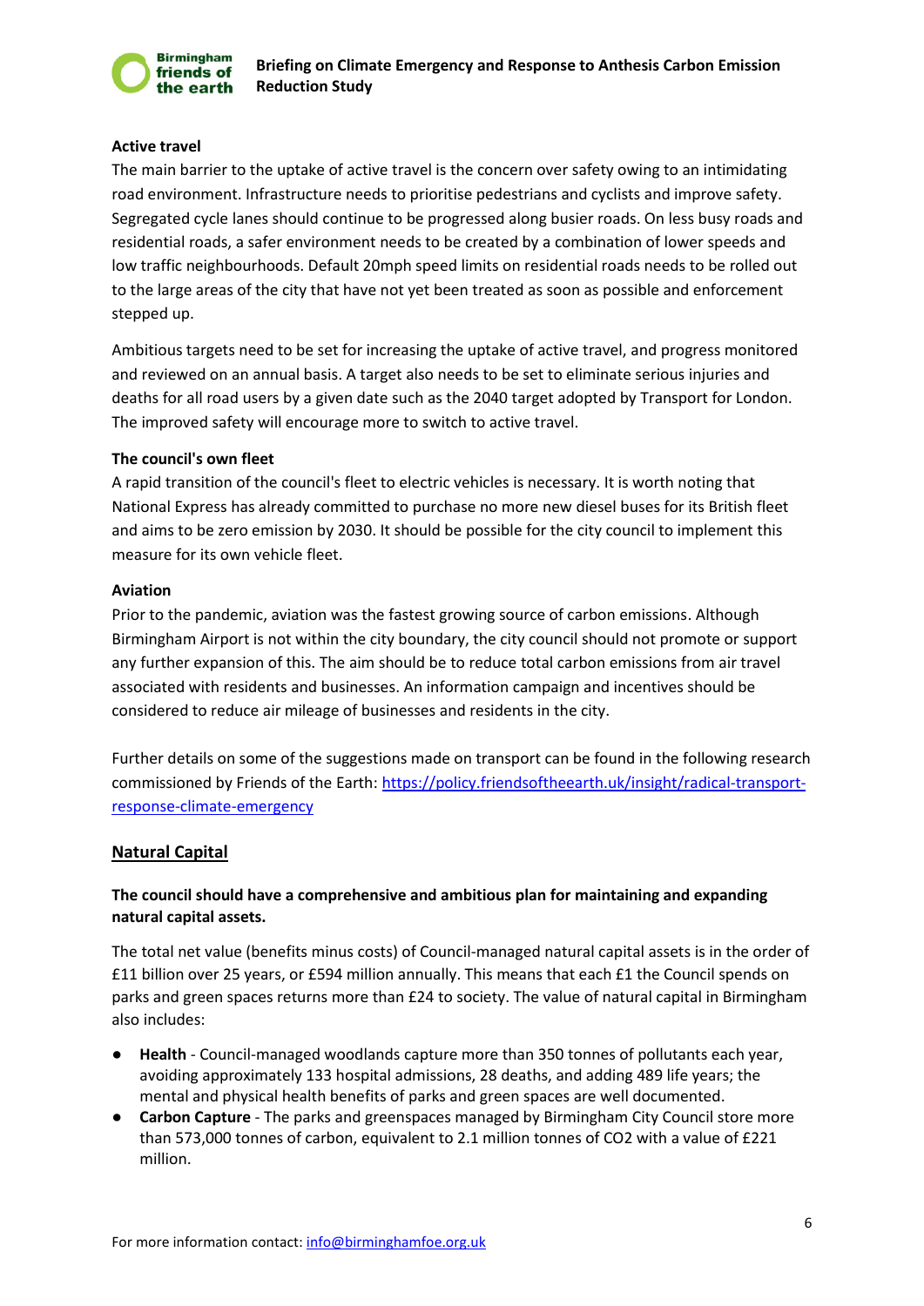**Active travel**

The main barrier to the uptake of active travel is the concern over safety owing to an intimidating road environment. Infrastructure needs to prioritise pedestrians and cyclists and improve safety. Segregated cycle lanes should continue to be progressed along busier roads. On less busy roads and residential roads, a safer environment needs to be created by a combination of lower speeds and low traffic neighbourhoods. Default 20mph speed limits on residential roads needs to be rolled out to the large areas of the city that have not yet been treated as soon as possible and enforcement stepped up.

Ambitious targets need to be set for increasing the uptake of active travel, and progress monitored and reviewed on an annual basis. A target also needs to be set to eliminate serious injuries and deaths for all road users by a given date such as the 2040 target adopted by Transport for London. The improved safety will encourage more to switch to active travel.

**The council's own fleet**

A rapid transition of the council's fleet to electric vehicles is necessary. It is worth noting that National Express has already committed to purchase no more new diesel buses for its British fleet and aims to be zero emission by 2030. It should be possible for the city council to implement this measure for its own vehicle fleet.

**Aviation**

Prior to the pandemic, aviation was the fastest growing source of carbon emissions. Although Birmingham Airport is not within the city boundary, the city council should not promote or support any further expansion of this. The aim should be to reduce total carbon emissions from air travel associated with residents and businesses. An information campaign and incentives should be considered to reduce air mileage of businesses and residents in the city.

Further details on some of the suggestions made on transport can be found in the following research commissioned by Friends of the Earth: [https://policy.friendsoftheearth.uk/insight/radical-transport-response-climate-emergency](https://policy.friendsoftheearth.uk/insight/radical-transport-response-climate-emergency)

## Natural Capital

**The council should have a comprehensive and ambitious plan for maintaining and expanding natural capital assets.**

The total net value (benefits minus costs) of Council-managed natural capital assets is in the order of £11 billion over 25 years, or £594 million annually. This means that each £1 the Council spends on parks and green spaces returns more than £24 to society. The value of natural capital in Birmingham also includes:

- **Health** - Council-managed woodlands capture more than 350 tonnes of pollutants each year, avoiding approximately 133 hospital admissions, 28 deaths, and adding 489 life years; the mental and physical health benefits of parks and green spaces are well documented.
- **Carbon Capture** - The parks and greenspaces managed by Birmingham City Council store more than 573,000 tonnes of carbon, equivalent to 2.1 million tonnes of $CO_2$ with a value of £221 million.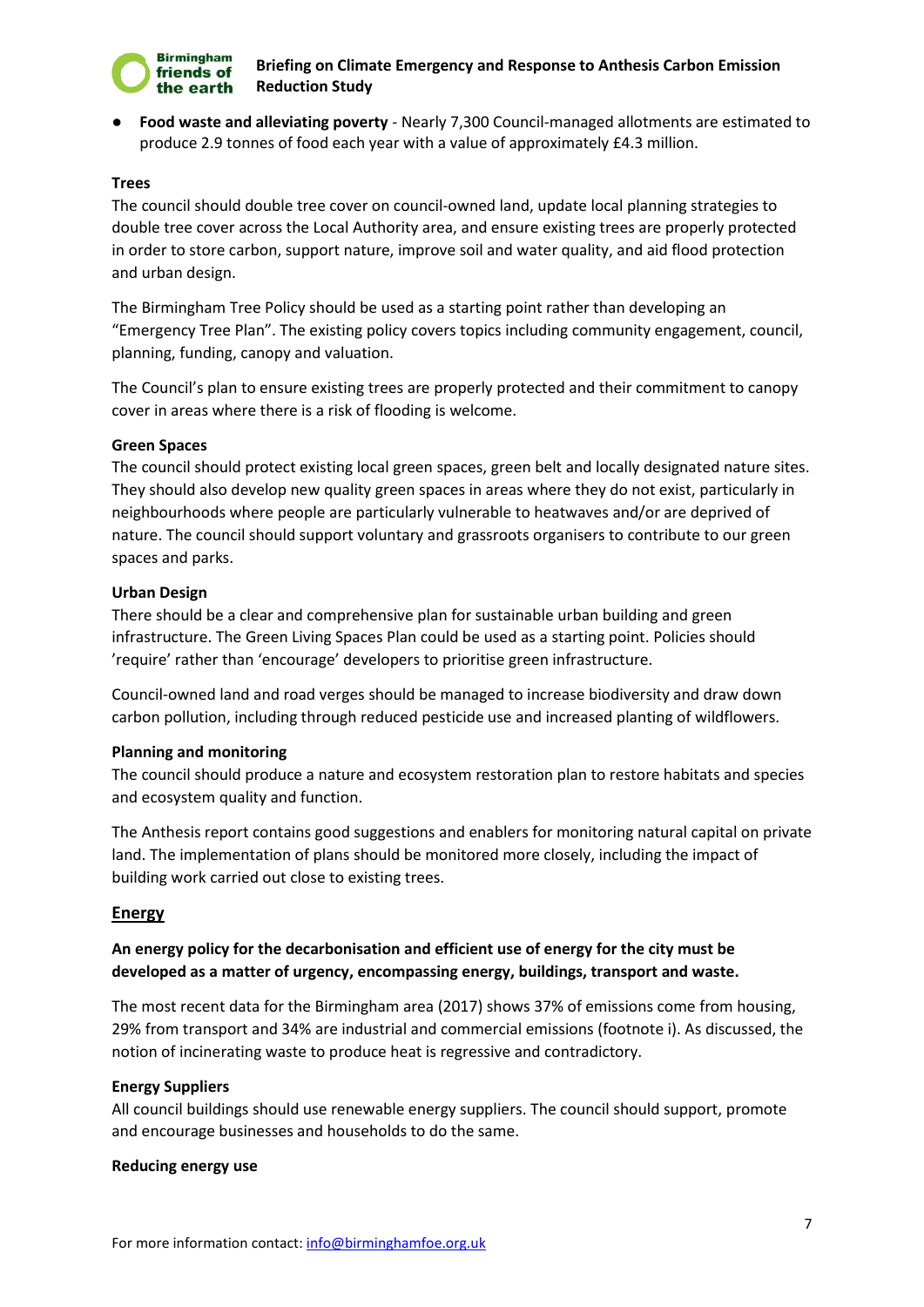- **Food waste and alleviating poverty** - Nearly 7,300 Council-managed allotments are estimated to produce 2.9 tonnes of food each year with a value of approximately £4.3 million.

**Trees**

The council should double tree cover on council-owned land, update local planning strategies to double tree cover across the Local Authority area, and ensure existing trees are properly protected in order to store carbon, support nature, improve soil and water quality, and aid flood protection and urban design.

The Birmingham Tree Policy should be used as a starting point rather than developing an "Emergency Tree Plan". The existing policy covers topics including community engagement, council, planning, funding, canopy and valuation.

The Council's plan to ensure existing trees are properly protected and their commitment to canopy cover in areas where there is a risk of flooding is welcome.

**Green Spaces**

The council should protect existing local green spaces, green belt and locally designated nature sites. They should also develop new quality green spaces in areas where they do not exist, particularly in neighbourhoods where people are particularly vulnerable to heatwaves and/or are deprived of nature. The council should support voluntary and grassroots organisers to contribute to our green spaces and parks.

**Urban Design**

There should be a clear and comprehensive plan for sustainable urban building and green infrastructure. The Green Living Spaces Plan could be used as a starting point. Policies should 'require' rather than 'encourage' developers to prioritise green infrastructure.

Council-owned land and road verges should be managed to increase biodiversity and draw down carbon pollution, including through reduced pesticide use and increased planting of wildflowers.

**Planning and monitoring**

The council should produce a nature and ecosystem restoration plan to restore habitats and species and ecosystem quality and function.

The Anthesis report contains good suggestions and enablers for monitoring natural capital on private land. The implementation of plans should be monitored more closely, including the impact of building work carried out close to existing trees.

## Energy

**An energy policy for the decarbonisation and efficient use of energy for the city must be developed as a matter of urgency, encompassing energy, buildings, transport and waste.**

The most recent data for the Birmingham area (2017) shows 37% of emissions come from housing, 29% from transport and 34% are industrial and commercial emissions (footnote i). As discussed, the notion of incinerating waste to produce heat is regressive and contradictory.

**Energy Suppliers**

All council buildings should use renewable energy suppliers. The council should support, promote and encourage businesses and households to do the same.

**Reducing energy use**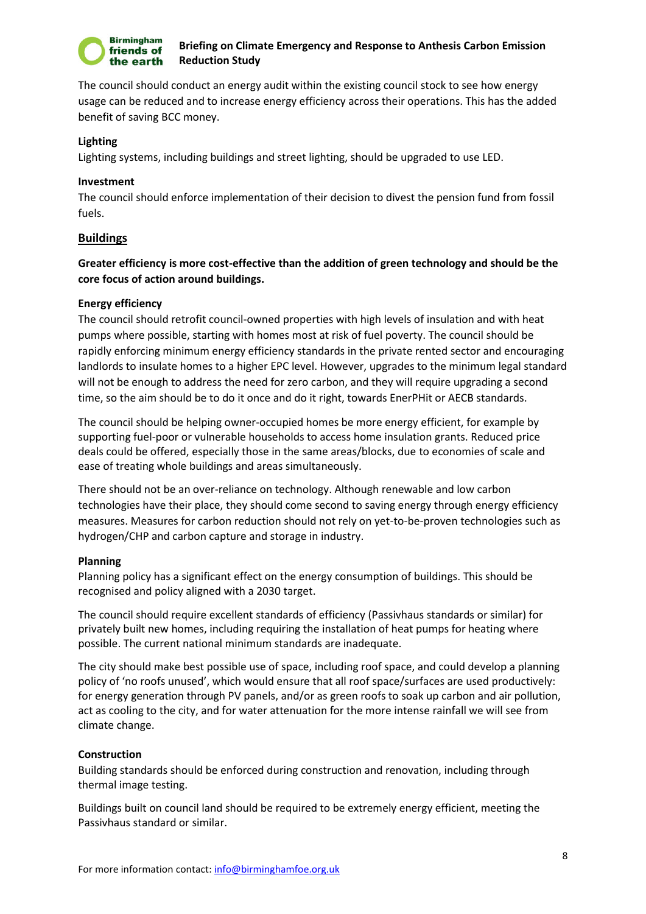The council should conduct an energy audit within the existing council stock to see how energy usage can be reduced and to increase energy efficiency across their operations. This has the added benefit of saving BCC money.

**Lighting**
Lighting systems, including buildings and street lighting, should be upgraded to use LED.

**Investment**
The council should enforce implementation of their decision to divest the pension fund from fossil fuels.

## Buildings

**Greater efficiency is more cost-effective than the addition of green technology and should be the core focus of action around buildings.**

**Energy efficiency**
The council should retrofit council-owned properties with high levels of insulation and with heat pumps where possible, starting with homes most at risk of fuel poverty. The council should be rapidly enforcing minimum energy efficiency standards in the private rented sector and encouraging landlords to insulate homes to a higher EPC level. However, upgrades to the minimum legal standard will not be enough to address the need for zero carbon, and they will require upgrading a second time, so the aim should be to do it once and do it right, towards EnerPHit or AECB standards.

The council should be helping owner-occupied homes be more energy efficient, for example by supporting fuel-poor or vulnerable households to access home insulation grants. Reduced price deals could be offered, especially those in the same areas/blocks, due to economies of scale and ease of treating whole buildings and areas simultaneously.

There should not be an over-reliance on technology. Although renewable and low carbon technologies have their place, they should come second to saving energy through energy efficiency measures. Measures for carbon reduction should not rely on yet-to-be-proven technologies such as hydrogen/CHP and carbon capture and storage in industry.

**Planning**
Planning policy has a significant effect on the energy consumption of buildings. This should be recognised and policy aligned with a 2030 target.

The council should require excellent standards of efficiency (Passivhaus standards or similar) for privately built new homes, including requiring the installation of heat pumps for heating where possible. The current national minimum standards are inadequate.

The city should make best possible use of space, including roof space, and could develop a planning policy of 'no roofs unused', which would ensure that all roof space/surfaces are used productively: for energy generation through PV panels, and/or as green roofs to soak up carbon and air pollution, act as cooling to the city, and for water attenuation for the more intense rainfall we will see from climate change.

**Construction**
Building standards should be enforced during construction and renovation, including through thermal image testing.

Buildings built on council land should be required to be extremely energy efficient, meeting the Passivhaus standard or similar.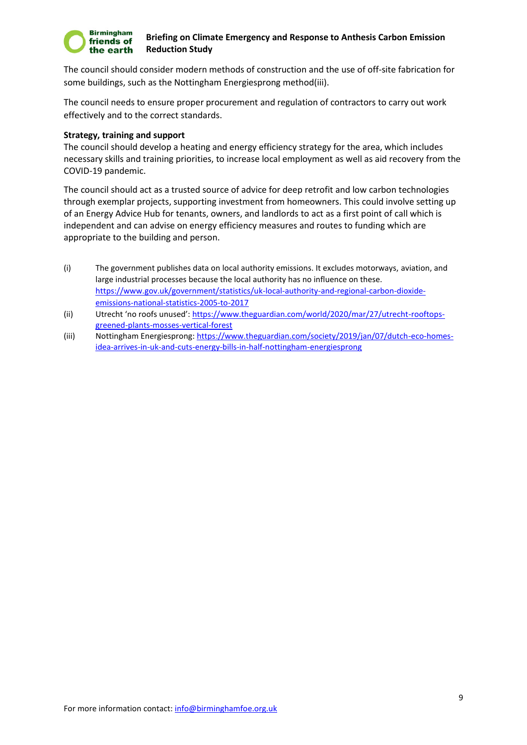The council should consider modern methods of construction and the use of off-site fabrication for some buildings, such as the Nottingham Energiesprong method(iii).

The council needs to ensure proper procurement and regulation of contractors to carry out work effectively and to the correct standards.

**Strategy, training and support**

The council should develop a heating and energy efficiency strategy for the area, which includes necessary skills and training priorities, to increase local employment as well as aid recovery from the COVID-19 pandemic.

The council should act as a trusted source of advice for deep retrofit and low carbon technologies through exemplar projects, supporting investment from homeowners. This could involve setting up of an Energy Advice Hub for tenants, owners, and landlords to act as a first point of call which is independent and can advise on energy efficiency measures and routes to funding which are appropriate to the building and person.

(i) The government publishes data on local authority emissions. It excludes motorways, aviation, and large industrial processes because the local authority has no influence on these. https://www.gov.uk/government/statistics/uk-local-authority-and-regional-carbon-dioxide-emissions-national-statistics-2005-to-2017

(ii) Utrecht 'no roofs unused': https://www.theguardian.com/world/2020/mar/27/utrecht-rooftops-greened-plants-mosses-vertical-forest

(iii) Nottingham Energiesprong: https://www.theguardian.com/society/2019/jan/07/dutch-eco-homes-idea-arrives-in-uk-and-cuts-energy-bills-in-half-nottingham-energiesprong

For more information contact: info@birminghamfoe.org.uk